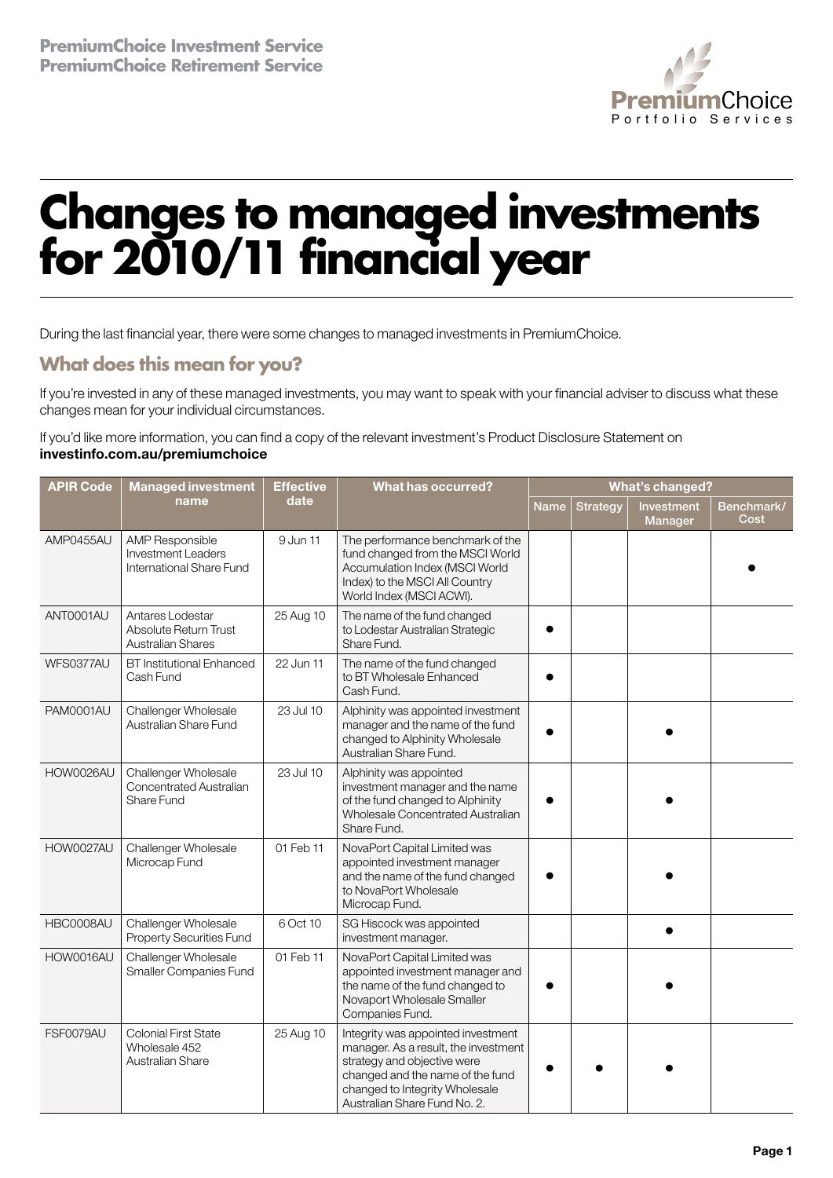**PremiumChoice Investment Service**
**PremiumChoice Retirement Service**

# Changes to managed investments for 2010/11 financial year

During the last financial year, there were some changes to managed investments in PremiumChoice.

## What does this mean for you?

If you're invested in any of these managed investments, you may want to speak with your financial adviser to discuss what these changes mean for your individual circumstances.

If you'd like more information, you can find a copy of the relevant investment's Product Disclosure Statement on **investinfo.com.au/premiumchoice**

| APIR Code | Managed investment name | Effective date | What has occurred? | What's changed? | | | |
|---|---|---|---|---|---|---|---|
| | | | | Name | Strategy | Investment Manager | Benchmark/ Cost |
| AMP0455AU | AMP Responsible Investment Leaders International Share Fund | 9 Jun 11 | The performance benchmark of the fund changed from the MSCI World Accumulation Index (MSCI World Index) to the MSCI All Country World Index (MSCI ACWI). | | | | ● |
| ANT0001AU | Antares Lodestar Absolute Return Trust Australian Shares | 25 Aug 10 | The name of the fund changed to Lodestar Australian Strategic Share Fund. | ● | | | |
| WFS0377AU | BT Institutional Enhanced Cash Fund | 22 Jun 11 | The name of the fund changed to BT Wholesale Enhanced Cash Fund. | ● | | | |
| PAM0001AU | Challenger Wholesale Australian Share Fund | 23 Jul 10 | Alphinity was appointed investment manager and the name of the fund changed to Alphinity Wholesale Australian Share Fund. | ● | | ● | |
| HOW0026AU | Challenger Wholesale Concentrated Australian Share Fund | 23 Jul 10 | Alphinity was appointed investment manager and the name of the fund changed to Alphinity Wholesale Concentrated Australian Share Fund. | ● | | ● | |
| HOW0027AU | Challenger Wholesale Microcap Fund | 01 Feb 11 | NovaPort Capital Limited was appointed investment manager and the name of the fund changed to NovaPort Wholesale Microcap Fund. | ● | | ● | |
| HBC0008AU | Challenger Wholesale Property Securities Fund | 6 Oct 10 | SG Hiscock was appointed investment manager. | | | ● | |
| HOW0016AU | Challenger Wholesale Smaller Companies Fund | 01 Feb 11 | NovaPort Capital Limited was appointed investment manager and the name of the fund changed to Novaport Wholesale Smaller Companies Fund. | ● | | ● | |
| FSF0079AU | Colonial First State Wholesale 452 Australian Share | 25 Aug 10 | Integrity was appointed investment manager. As a result, the investment strategy and objective were changed and the name of the fund changed to Integrity Wholesale Australian Share Fund No. 2. | ● | ● | ● | |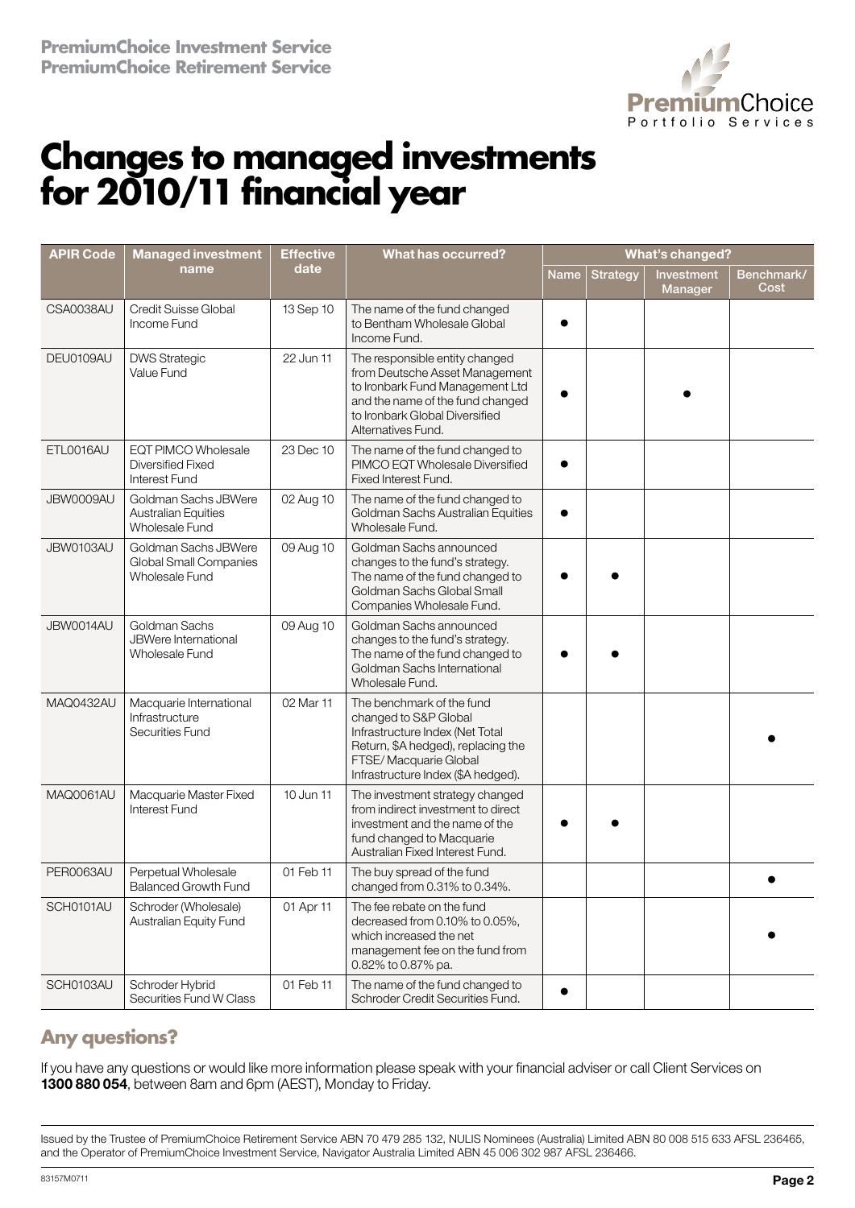# Changes to managed investments for 2010/11 financial year

| APIR Code | Managed investment name | Effective date | What has occurred? | What's changed? | | | |
|---|---|---|---|---|---|---|---|
| | | | | Name | Strategy | Investment Manager | Benchmark/ Cost |
| CSA0038AU | Credit Suisse Global Income Fund | 13 Sep 10 | The name of the fund changed to Bentham Wholesale Global Income Fund. | ● | | | |
| DEU0109AU | DWS Strategic Value Fund | 22 Jun 11 | The responsible entity changed from Deutsche Asset Management to Ironbark Fund Management Ltd and the name of the fund changed to Ironbark Global Diversified Alternatives Fund. | ● | | ● | |
| ETL0016AU | EQT PIMCO Wholesale Diversified Fixed Interest Fund | 23 Dec 10 | The name of the fund changed to PIMCO EQT Wholesale Diversified Fixed Interest Fund. | ● | | | |
| JBW0009AU | Goldman Sachs JBWere Australian Equities Wholesale Fund | 02 Aug 10 | The name of the fund changed to Goldman Sachs Australian Equities Wholesale Fund. | ● | | | |
| JBW0103AU | Goldman Sachs JBWere Global Small Companies Wholesale Fund | 09 Aug 10 | Goldman Sachs announced changes to the fund's strategy. The name of the fund changed to Goldman Sachs Global Small Companies Wholesale Fund. | ● | ● | | |
| JBW0014AU | Goldman Sachs JBWere International Wholesale Fund | 09 Aug 10 | Goldman Sachs announced changes to the fund's strategy. The name of the fund changed to Goldman Sachs International Wholesale Fund. | ● | ● | | |
| MAQ0432AU | Macquarie International Infrastructure Securities Fund | 02 Mar 11 | The benchmark of the fund changed to S&P Global Infrastructure Index (Net Total Return, $A hedged), replacing the FTSE/ Macquarie Global Infrastructure Index ($A hedged). | | | | ● |
| MAQ0061AU | Macquarie Master Fixed Interest Fund | 10 Jun 11 | The investment strategy changed from indirect investment to direct investment and the name of the fund changed to Macquarie Australian Fixed Interest Fund. | ● | ● | | |
| PER0063AU | Perpetual Wholesale Balanced Growth Fund | 01 Feb 11 | The buy spread of the fund changed from 0.31% to 0.34%. | | | | ● |
| SCH0101AU | Schroder (Wholesale) Australian Equity Fund | 01 Apr 11 | The fee rebate on the fund decreased from 0.10% to 0.05%, which increased the net management fee on the fund from 0.82% to 0.87% pa. | | | | ● |
| SCH0103AU | Schroder Hybrid Securities Fund W Class | 01 Feb 11 | The name of the fund changed to Schroder Credit Securities Fund. | ● | | | |

## Any questions?

If you have any questions or would like more information please speak with your financial adviser or call Client Services on **1300 880 054**, between 8am and 6pm (AEST), Monday to Friday.

Issued by the Trustee of PremiumChoice Retirement Service ABN 70 479 285 132, NULIS Nominees (Australia) Limited ABN 80 008 515 633 AFSL 236465, and the Operator of PremiumChoice Investment Service, Navigator Australia Limited ABN 45 006 302 987 AFSL 236466.

83157M0711